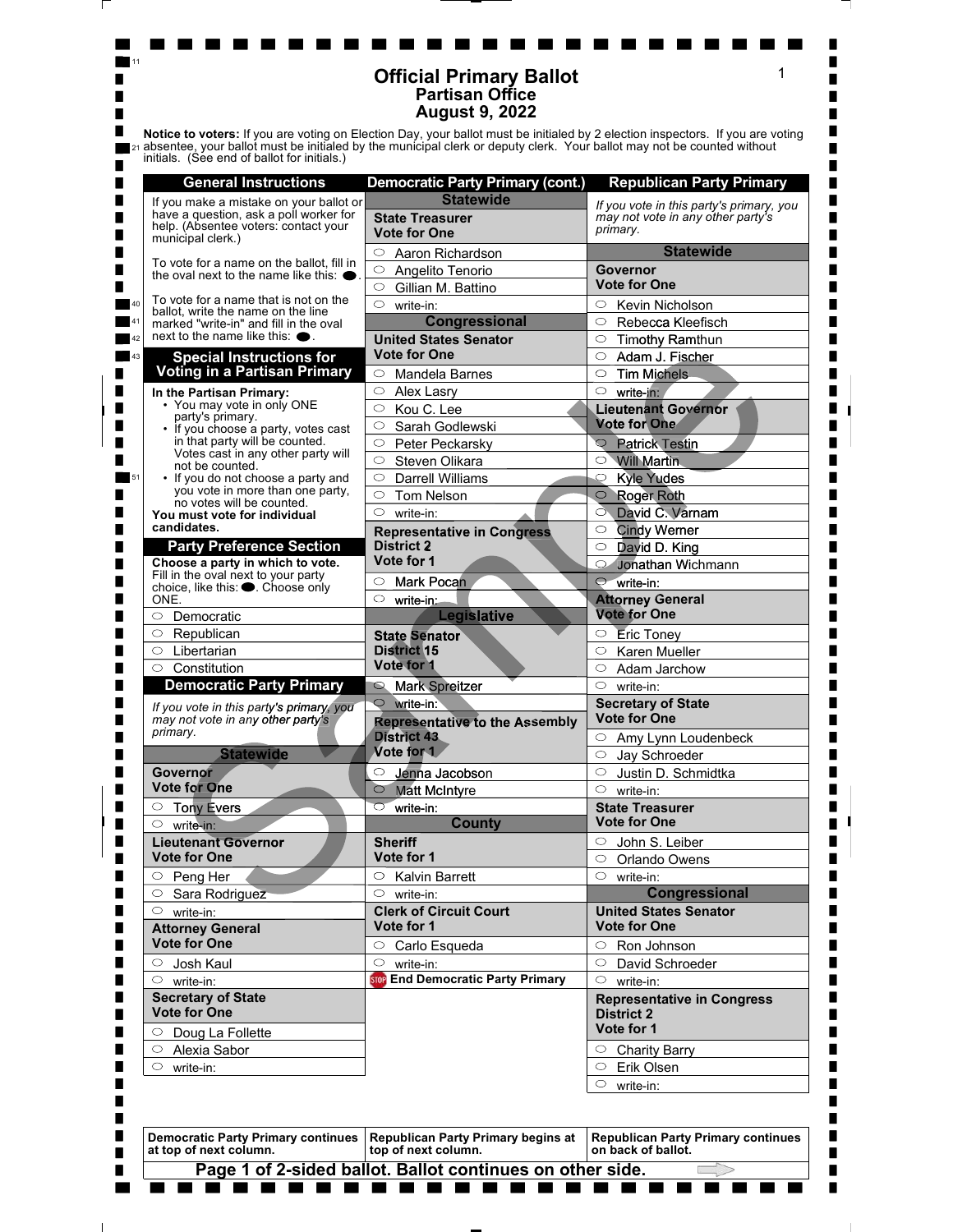# Official Primary Ballot
## Partisan Office
## August 9, 2022

**Notice to voters:** If you are voting on Election Day, your ballot must be initialed by 2 election inspectors. If you are voting absentee, your ballot must be initialed by the municipal clerk or deputy clerk. Your ballot may not be counted without initials. (See end of ballot for initials.)

### General Instructions

If you make a mistake on your ballot or have a question, ask a poll worker for help. (Absentee voters: contact your municipal clerk.)

To vote for a name on the ballot, fill in the oval next to the name like this: ⬬.

To vote for a name that is not on the ballot, write the name on the line marked "write-in" and fill in the oval next to the name like this: ⬬.

### Special Instructions for Voting in a Partisan Primary

**In the Partisan Primary:**

- You may vote in only ONE party's primary.
- If you choose a party, votes cast in that party will be counted. Votes cast in any other party will not be counted.
- If you do not choose a party and you vote in more than one party, no votes will be counted.

**You must vote for individual candidates.**

### Party Preference Section

**Choose a party in which to vote.** Fill in the oval next to your party choice, like this: ⬬. Choose only ONE.

- ○ Democratic
- ○ Republican
- ○ Libertarian
- ○ Constitution

### Democratic Party Primary

*If you vote in this party's primary, you may not vote in any other party's primary.*

#### Statewide

**Governor**
**Vote for One**

- ○ Tony Evers
- ○ write-in:

**Lieutenant Governor**
**Vote for One**

- ○ Peng Her
- ○ Sara Rodriguez
- ○ write-in:

**Attorney General**
**Vote for One**

- ○ Josh Kaul
- ○ write-in:

**Secretary of State**
**Vote for One**

- ○ Doug La Follette
- ○ Alexia Sabor
- ○ write-in:

### Democratic Party Primary (cont.)

#### Statewide

**State Treasurer**
**Vote for One**

- ○ Aaron Richardson
- ○ Angelito Tenorio
- ○ Gillian M. Battino
- ○ write-in:

#### Congressional

**United States Senator**
**Vote for One**

- ○ Mandela Barnes
- ○ Alex Lasry
- ○ Kou C. Lee
- ○ Sarah Godlewski
- ○ Peter Peckarsky
- ○ Steven Olikara
- ○ Darrell Williams
- ○ Tom Nelson
- ○ write-in:

**Representative in Congress**
**District 2**
**Vote for 1**

- ○ Mark Pocan
- ○ write-in:

#### Legislative

**State Senator**
**District 15**
**Vote for 1**

- ○ Mark Spreitzer
- ○ write-in:

**Representative to the Assembly**
**District 43**
**Vote for 1**

- ○ Jenna Jacobson
- ○ Matt McIntyre
- ○ write-in:

#### County

**Sheriff**
**Vote for 1**

- ○ Kalvin Barrett
- ○ write-in:

**Clerk of Circuit Court**
**Vote for 1**

- ○ Carlo Esqueda
- ○ write-in:

**STOP End Democratic Party Primary**

### Republican Party Primary

*If you vote in this party's primary, you may not vote in any other party's primary.*

#### Statewide

**Governor**
**Vote for One**

- ○ Kevin Nicholson
- ○ Rebecca Kleefisch
- ○ Timothy Ramthun
- ○ Adam J. Fischer
- ○ Tim Michels
- ○ write-in:

**Lieutenant Governor**
**Vote for One**

- ○ Patrick Testin
- ○ Will Martin
- ○ Kyle Yudes
- ○ Roger Roth
- ○ David C. Varnam
- ○ Cindy Werner
- ○ David D. King
- ○ Jonathan Wichmann
- ○ write-in:

**Attorney General**
**Vote for One**

- ○ Eric Toney
- ○ Karen Mueller
- ○ Adam Jarchow
- ○ write-in:

**Secretary of State**
**Vote for One**

- ○ Amy Lynn Loudenbeck
- ○ Jay Schroeder
- ○ Justin D. Schmidtka
- ○ write-in:

**State Treasurer**
**Vote for One**

- ○ John S. Leiber
- ○ Orlando Owens
- ○ write-in:

#### Congressional

**United States Senator**
**Vote for One**

- ○ Ron Johnson
- ○ David Schroeder
- ○ write-in:

**Representative in Congress**
**District 2**
**Vote for 1**

- ○ Charity Barry
- ○ Erik Olsen
- ○ write-in:

| Democratic Party Primary continues at top of next column. | Republican Party Primary begins at top of next column. | Republican Party Primary continues on back of ballot. |
|---|---|---|

**Page 1 of 2-sided ballot. Ballot continues on other side.**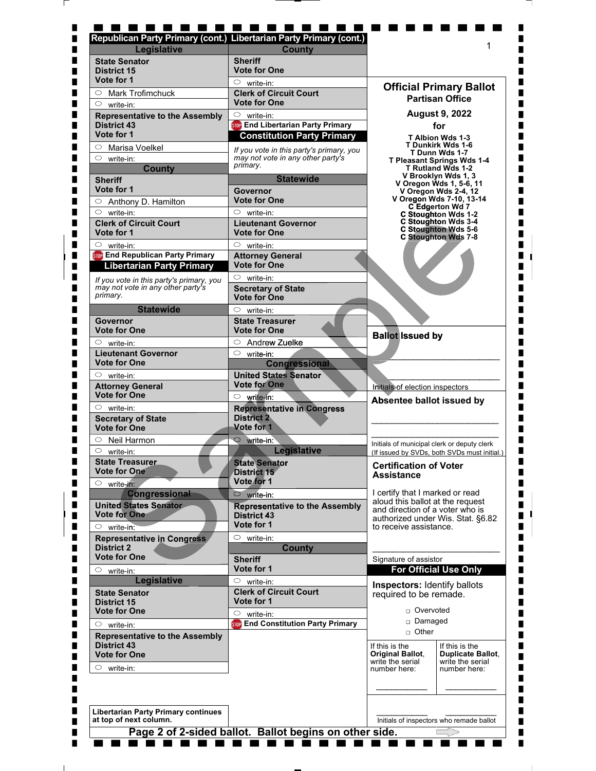## Republican Party Primary (cont.)

### Legislative

**State Senator**
**District 15**
**Vote for 1**

- ○ Mark Trofimchuck
- ○ write-in:

**Representative to the Assembly**
**District 43**
**Vote for 1**

- ○ Marisa Voelkel
- ○ write-in:

### County

**Sheriff**
**Vote for 1**

- ○ Anthony D. Hamilton
- ○ write-in:

**Clerk of Circuit Court**
**Vote for 1**

- ○ write-in:

**End Republican Party Primary**

## Libertarian Party Primary

*If you vote in this party's primary, you may not vote in any other party's primary.*

### Statewide

**Governor**
**Vote for One**

- ○ write-in:

**Lieutenant Governor**
**Vote for One**

- ○ write-in:

**Attorney General**
**Vote for One**

- ○ write-in:

**Secretary of State**
**Vote for One**

- ○ Neil Harmon
- ○ write-in:

**State Treasurer**
**Vote for One**

- ○ write-in:

### Congressional

**United States Senator**
**Vote for One**

- ○ write-in:

**Representative in Congress**
**District 2**
**Vote for One**

- ○ write-in:

### Legislative

**State Senator**
**District 15**
**Vote for One**

- ○ write-in:

**Representative to the Assembly**
**District 43**
**Vote for One**

- ○ write-in:

**Libertarian Party Primary continues at top of next column.**

## Libertarian Party Primary (cont.)

### County

**Sheriff**
**Vote for One**

- ○ write-in:

**Clerk of Circuit Court**
**Vote for One**

- ○ write-in:

**End Libertarian Party Primary**

## Constitution Party Primary

*If you vote in this party's primary, you may not vote in any other party's primary.*

### Statewide

**Governor**
**Vote for One**

- ○ write-in:

**Lieutenant Governor**
**Vote for One**

- ○ write-in:

**Attorney General**
**Vote for One**

- ○ write-in:

**Secretary of State**
**Vote for One**

- ○ write-in:

**State Treasurer**
**Vote for One**

- ○ Andrew Zuelke
- ○ write-in:

### Congressional

**United States Senator**
**Vote for One**

- ○ write-in:

**Representative in Congress**
**District 2**
**Vote for 1**

- ○ write-in:

### Legislative

**State Senator**
**District 15**
**Vote for 1**

- ○ write-in:

**Representative to the Assembly**
**District 43**
**Vote for 1**

- ○ write-in:

### County

**Sheriff**
**Vote for 1**

- ○ write-in:

**Clerk of Circuit Court**
**Vote for 1**

- ○ write-in:

**End Constitution Party Primary**

---

1

# Official Primary Ballot
## Partisan Office
## August 9, 2022
## for

**T Albion Wds 1-3**
**T Dunkirk Wds 1-6**
**T Dunn Wds 1-7**
**T Pleasant Springs Wds 1-4**
**T Rutland Wds 1-2**
**V Brooklyn Wds 1, 3**
**V Oregon Wds 1, 5-6, 11**
**V Oregon Wds 2-4, 12**
**V Oregon Wds 7-10, 13-14**
**C Edgerton Wd 7**
**C Stoughton Wds 1-2**
**C Stoughton Wds 3-4**
**C Stoughton Wds 5-6**
**C Stoughton Wds 7-8**

**Ballot Issued by**

\_\_\_\_\_\_\_\_\_\_\_\_\_\_\_\_\_\_\_\_\_\_\_\_

\_\_\_\_\_\_\_\_\_\_\_\_\_\_\_\_\_\_\_\_\_\_\_\_

Initials of election inspectors

**Absentee ballot issued by**

\_\_\_\_\_\_\_\_\_\_\_\_\_\_\_\_\_\_\_\_\_\_\_\_

\_\_\_\_\_\_\_\_\_\_\_\_\_\_\_\_\_\_\_\_\_\_\_\_

Initials of municipal clerk or deputy clerk
(If issued by SVDs, both SVDs must initial.)

**Certification of Voter Assistance**

I certify that I marked or read aloud this ballot at the request and direction of a voter who is authorized under Wis. Stat. §6.82 to receive assistance.

\_\_\_\_\_\_\_\_\_\_\_\_\_\_\_\_\_\_\_\_\_\_\_\_

Signature of assistor

**For Official Use Only**

**Inspectors:** Identify ballots required to be remade.

- □ Overvoted
- □ Damaged
- □ Other

| If this is the **Original Ballot**, write the serial number here: | If this is the **Duplicate Ballot**, write the serial number here: |
|---|---|
| \_\_\_\_\_\_\_\_\_\_ | \_\_\_\_\_\_\_\_\_\_ |
| \_\_\_\_\_\_\_\_\_\_ | \_\_\_\_\_\_\_\_\_\_ |

Initials of inspectors who remade ballot

**Page 2 of 2-sided ballot. Ballot begins on other side.**

Sample